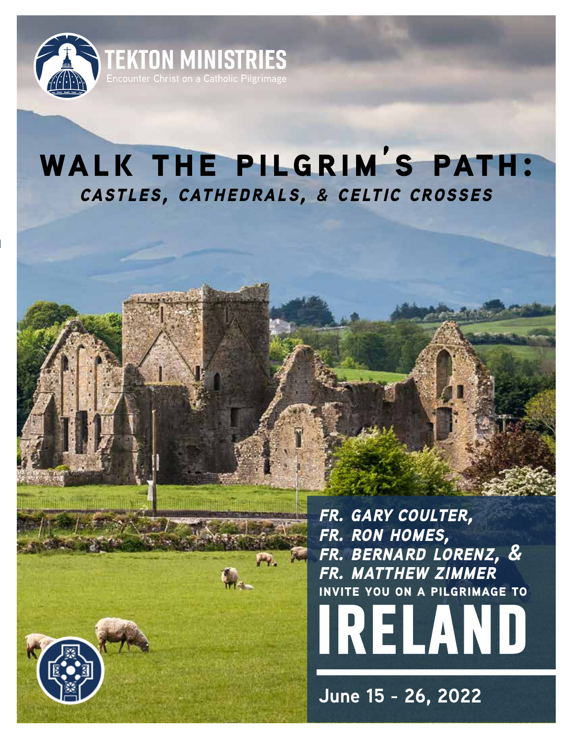**TEKTON MINISTRIES**
Encounter Christ on a Catholic Pilgrimage

# WALK THE PILGRIM'S PATH:

## *CASTLES, CATHEDRALS, & CELTIC CROSSES*

***FR. GARY COULTER,***
***FR. RON HOMES,***
***FR. BERNARD LORENZ, &***
***FR. MATTHEW ZIMMER***

**INVITE YOU ON A PILGRIMAGE TO**

# IRELAND

**June 15 - 26, 2022**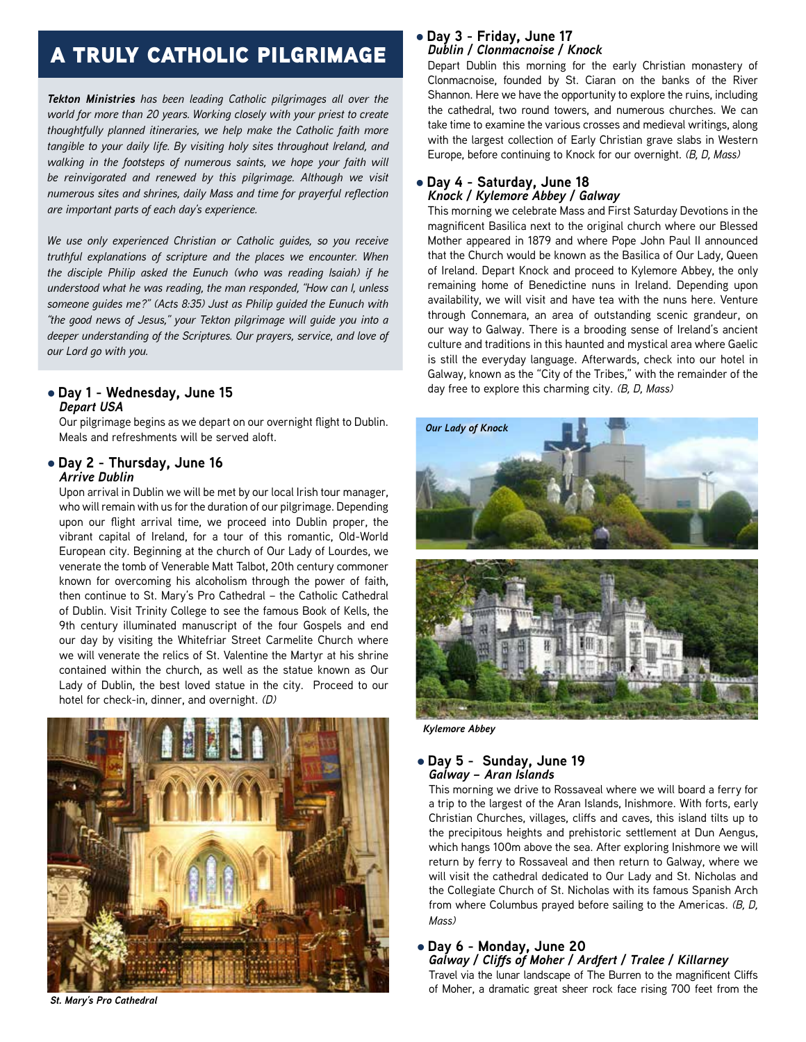# A TRULY CATHOLIC PILGRIMAGE

***Tekton Ministries** has been leading Catholic pilgrimages all over the world for more than 20 years. Working closely with your priest to create thoughtfully planned itineraries, we help make the Catholic faith more tangible to your daily life. By visiting holy sites throughout Ireland, and walking in the footsteps of numerous saints, we hope your faith will be reinvigorated and renewed by this pilgrimage. Although we visit numerous sites and shrines, daily Mass and time for prayerful reflection are important parts of each day's experience.*

*We use only experienced Christian or Catholic guides, so you receive truthful explanations of scripture and the places we encounter. When the disciple Philip asked the Eunuch (who was reading Isaiah) if he understood what he was reading, the man responded, "How can I, unless someone guides me?" (Acts 8:35) Just as Philip guided the Eunuch with "the good news of Jesus," your Tekton pilgrimage will guide you into a deeper understanding of the Scriptures. Our prayers, service, and love of our Lord go with you.*

### • Day 1 - Wednesday, June 15
***Depart USA***

Our pilgrimage begins as we depart on our overnight flight to Dublin. Meals and refreshments will be served aloft.

### • Day 2 - Thursday, June 16
***Arrive Dublin***

Upon arrival in Dublin we will be met by our local Irish tour manager, who will remain with us for the duration of our pilgrimage. Depending upon our flight arrival time, we proceed into Dublin proper, the vibrant capital of Ireland, for a tour of this romantic, Old-World European city. Beginning at the church of Our Lady of Lourdes, we venerate the tomb of Venerable Matt Talbot, 20th century commoner known for overcoming his alcoholism through the power of faith, then continue to St. Mary's Pro Cathedral – the Catholic Cathedral of Dublin. Visit Trinity College to see the famous Book of Kells, the 9th century illuminated manuscript of the four Gospels and end our day by visiting the Whitefriar Street Carmelite Church where we will venerate the relics of St. Valentine the Martyr at his shrine contained within the church, as well as the statue known as Our Lady of Dublin, the best loved statue in the city. Proceed to our hotel for check-in, dinner, and overnight. *(D)*

***St. Mary's Pro Cathedral***

### • Day 3 - Friday, June 17
***Dublin / Clonmacnoise / Knock***

Depart Dublin this morning for the early Christian monastery of Clonmacnoise, founded by St. Ciaran on the banks of the River Shannon. Here we have the opportunity to explore the ruins, including the cathedral, two round towers, and numerous churches. We can take time to examine the various crosses and medieval writings, along with the largest collection of Early Christian grave slabs in Western Europe, before continuing to Knock for our overnight. *(B, D, Mass)*

### • Day 4 - Saturday, June 18
***Knock / Kylemore Abbey / Galway***

This morning we celebrate Mass and First Saturday Devotions in the magnificent Basilica next to the original church where our Blessed Mother appeared in 1879 and where Pope John Paul II announced that the Church would be known as the Basilica of Our Lady, Queen of Ireland. Depart Knock and proceed to Kylemore Abbey, the only remaining home of Benedictine nuns in Ireland. Depending upon availability, we will visit and have tea with the nuns here. Venture through Connemara, an area of outstanding scenic grandeur, on our way to Galway. There is a brooding sense of Ireland's ancient culture and traditions in this haunted and mystical area where Gaelic is still the everyday language. Afterwards, check into our hotel in Galway, known as the "City of the Tribes," with the remainder of the day free to explore this charming city. *(B, D, Mass)*

***Our Lady of Knock***

***Kylemore Abbey***

### • Day 5 - Sunday, June 19
***Galway – Aran Islands***

This morning we drive to Rossaveal where we will board a ferry for a trip to the largest of the Aran Islands, Inishmore. With forts, early Christian Churches, villages, cliffs and caves, this island tilts up to the precipitous heights and prehistoric settlement at Dun Aengus, which hangs 100m above the sea. After exploring Inishmore we will return by ferry to Rossaveal and then return to Galway, where we will visit the cathedral dedicated to Our Lady and St. Nicholas and the Collegiate Church of St. Nicholas with its famous Spanish Arch from where Columbus prayed before sailing to the Americas. *(B, D, Mass)*

### • Day 6 - Monday, June 20
***Galway / Cliffs of Moher / Ardfert / Tralee / Killarney***

Travel via the lunar landscape of The Burren to the magnificent Cliffs of Moher, a dramatic great sheer rock face rising 700 feet from the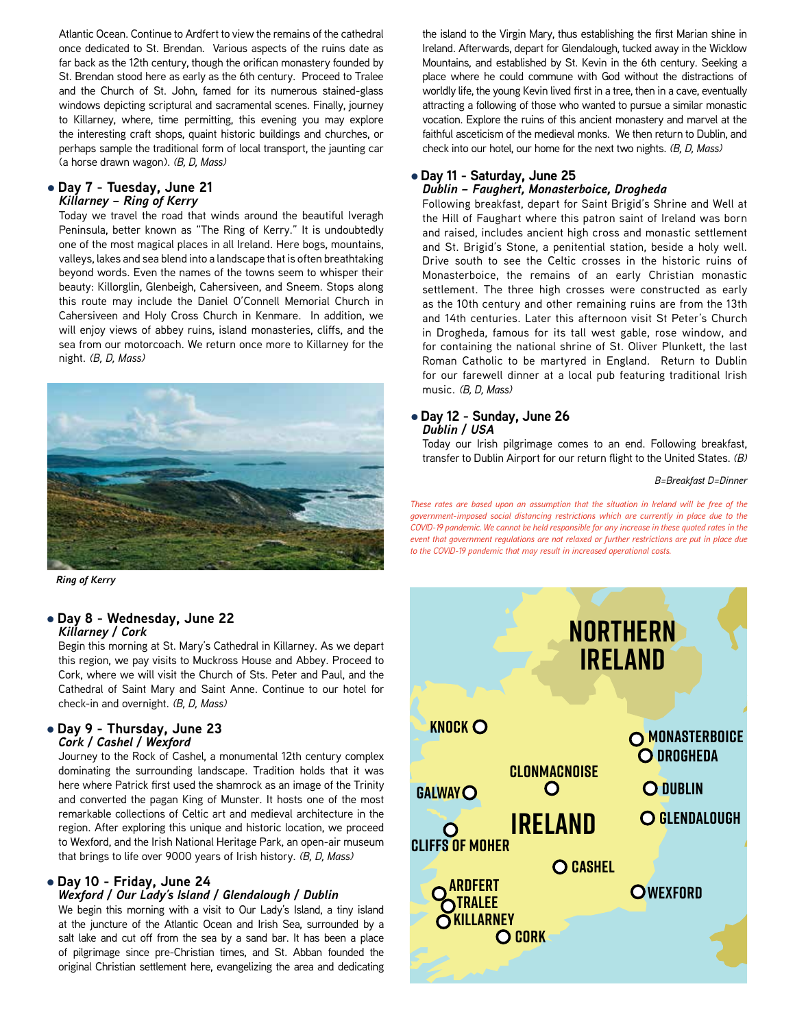Atlantic Ocean. Continue to Ardfert to view the remains of the cathedral once dedicated to St. Brendan. Various aspects of the ruins date as far back as the 12th century, though the orifican monastery founded by St. Brendan stood here as early as the 6th century. Proceed to Tralee and the Church of St. John, famed for its numerous stained-glass windows depicting scriptural and sacramental scenes. Finally, journey to Killarney, where, time permitting, this evening you may explore the interesting craft shops, quaint historic buildings and churches, or perhaps sample the traditional form of local transport, the jaunting car (a horse drawn wagon). *(B, D, Mass)*

### • Day 7 - Tuesday, June 21
***Killarney – Ring of Kerry***

Today we travel the road that winds around the beautiful Iveragh Peninsula, better known as "The Ring of Kerry." It is undoubtedly one of the most magical places in all Ireland. Here bogs, mountains, valleys, lakes and sea blend into a landscape that is often breathtaking beyond words. Even the names of the towns seem to whisper their beauty: Killorglin, Glenbeigh, Cahersiveen, and Sneem. Stops along this route may include the Daniel O'Connell Memorial Church in Cahersiveen and Holy Cross Church in Kenmare. In addition, we will enjoy views of abbey ruins, island monasteries, cliffs, and the sea from our motorcoach. We return once more to Killarney for the night. *(B, D, Mass)*

*Ring of Kerry*

### • Day 8 - Wednesday, June 22
***Killarney / Cork***

Begin this morning at St. Mary's Cathedral in Killarney. As we depart this region, we pay visits to Muckross House and Abbey. Proceed to Cork, where we will visit the Church of Sts. Peter and Paul, and the Cathedral of Saint Mary and Saint Anne. Continue to our hotel for check-in and overnight. *(B, D, Mass)*

### • Day 9 - Thursday, June 23
***Cork / Cashel / Wexford***

Journey to the Rock of Cashel, a monumental 12th century complex dominating the surrounding landscape. Tradition holds that it was here where Patrick first used the shamrock as an image of the Trinity and converted the pagan King of Munster. It hosts one of the most remarkable collections of Celtic art and medieval architecture in the region. After exploring this unique and historic location, we proceed to Wexford, and the Irish National Heritage Park, an open-air museum that brings to life over 9000 years of Irish history. *(B, D, Mass)*

### • Day 10 - Friday, June 24
***Wexford / Our Lady's Island / Glendalough / Dublin***

We begin this morning with a visit to Our Lady's Island, a tiny island at the juncture of the Atlantic Ocean and Irish Sea, surrounded by a salt lake and cut off from the sea by a sand bar. It has been a place of pilgrimage since pre-Christian times, and St. Abban founded the original Christian settlement here, evangelizing the area and dedicating the island to the Virgin Mary, thus establishing the first Marian shine in Ireland. Afterwards, depart for Glendalough, tucked away in the Wicklow Mountains, and established by St. Kevin in the 6th century. Seeking a place where he could commune with God without the distractions of worldly life, the young Kevin lived first in a tree, then in a cave, eventually attracting a following of those who wanted to pursue a similar monastic vocation. Explore the ruins of this ancient monastery and marvel at the faithful asceticism of the medieval monks. We then return to Dublin, and check into our hotel, our home for the next two nights. *(B, D, Mass)*

### • Day 11 - Saturday, June 25
***Dublin – Faughert, Monasterboice, Drogheda***

Following breakfast, depart for Saint Brigid's Shrine and Well at the Hill of Faughart where this patron saint of Ireland was born and raised, includes ancient high cross and monastic settlement and St. Brigid's Stone, a penitential station, beside a holy well. Drive south to see the Celtic crosses in the historic ruins of Monasterboice, the remains of an early Christian monastic settlement. The three high crosses were constructed as early as the 10th century and other remaining ruins are from the 13th and 14th centuries. Later this afternoon visit St Peter's Church in Drogheda, famous for its tall west gable, rose window, and for containing the national shrine of St. Oliver Plunkett, the last Roman Catholic to be martyred in England. Return to Dublin for our farewell dinner at a local pub featuring traditional Irish music. *(B, D, Mass)*

### • Day 12 - Sunday, June 26
***Dublin / USA***

Today our Irish pilgrimage comes to an end. Following breakfast, transfer to Dublin Airport for our return flight to the United States. *(B)*

*B=Breakfast D=Dinner*

*These rates are based upon an assumption that the situation in Ireland will be free of the government-imposed social distancing restrictions which are currently in place due to the COVID-19 pandemic. We cannot be held responsible for any increase in these quoted rates in the event that government regulations are not relaxed or further restrictions are put in place due to the COVID-19 pandemic that may result in increased operational costs.*

NORTHERN IRELAND
KNOCK
MONASTERBOICE
DROGHEDA
CLONMACNOISE
GALWAY
DUBLIN
GLENDALOUGH
IRELAND
CLIFFS OF MOHER
CASHEL
ARDFERT
TRALEE
WEXFORD
KILLARNEY
CORK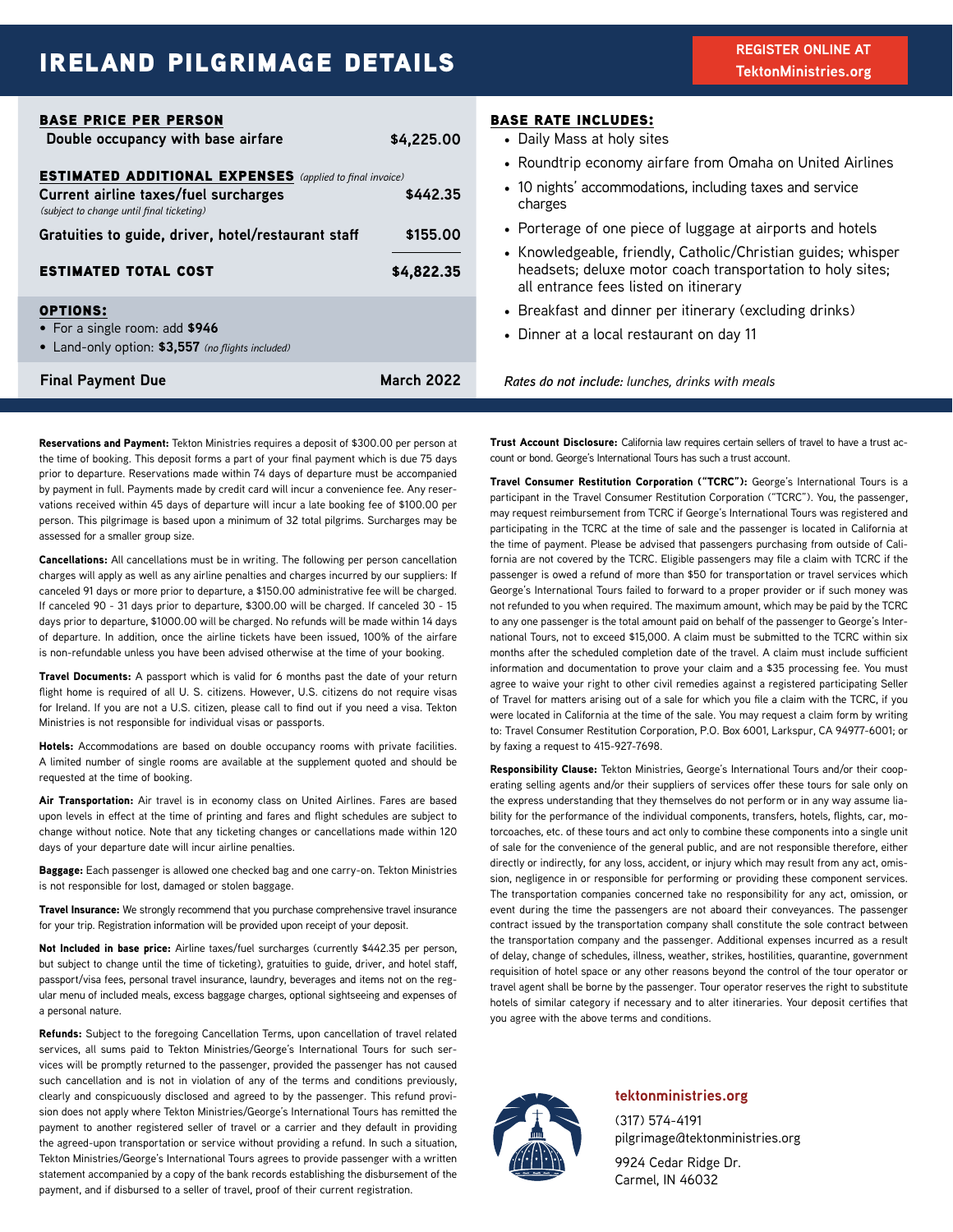# IRELAND PILGRIMAGE DETAILS

**REGISTER ONLINE AT TektonMinistries.org**

## BASE PRICE PER PERSON

| | |
|---|---|
| **Double occupancy with base airfare** | **$4,225.00** |

## ESTIMATED ADDITIONAL EXPENSES *(applied to final invoice)*

| | |
|---|---|
| **Current airline taxes/fuel surcharges** *(subject to change until final ticketing)* | **$442.35** |
| **Gratuities to guide, driver, hotel/restaurant staff** | **$155.00** |
| **ESTIMATED TOTAL COST** | **$4,822.35** |

## OPTIONS:

- For a single room: add **$946**
- Land-only option: **$3,557** *(no flights included)*

**Final Payment Due** **March 2022**

## BASE RATE INCLUDES:

- Daily Mass at holy sites
- Roundtrip economy airfare from Omaha on United Airlines
- 10 nights' accommodations, including taxes and service charges
- Porterage of one piece of luggage at airports and hotels
- Knowledgeable, friendly, Catholic/Christian guides; whisper headsets; deluxe motor coach transportation to holy sites; all entrance fees listed on itinerary
- Breakfast and dinner per itinerary (excluding drinks)
- Dinner at a local restaurant on day 11

***Rates do not include:** lunches, drinks with meals*

**Reservations and Payment:** Tekton Ministries requires a deposit of $300.00 per person at the time of booking. This deposit forms a part of your final payment which is due 75 days prior to departure. Reservations made within 74 days of departure must be accompanied by payment in full. Payments made by credit card will incur a convenience fee. Any reservations received within 45 days of departure will incur a late booking fee of $100.00 per person. This pilgrimage is based upon a minimum of 32 total pilgrims. Surcharges may be assessed for a smaller group size.

**Cancellations:** All cancellations must be in writing. The following per person cancellation charges will apply as well as any airline penalties and charges incurred by our suppliers: If canceled 91 days or more prior to departure, a $150.00 administrative fee will be charged. If canceled 90 - 31 days prior to departure, $300.00 will be charged. If canceled 30 - 15 days prior to departure, $1000.00 will be charged. No refunds will be made within 14 days of departure. In addition, once the airline tickets have been issued, 100% of the airfare is non-refundable unless you have been advised otherwise at the time of your booking.

**Travel Documents:** A passport which is valid for 6 months past the date of your return flight home is required of all U. S. citizens. However, U.S. citizens do not require visas for Ireland. If you are not a U.S. citizen, please call to find out if you need a visa. Tekton Ministries is not responsible for individual visas or passports.

**Hotels:** Accommodations are based on double occupancy rooms with private facilities. A limited number of single rooms are available at the supplement quoted and should be requested at the time of booking.

**Air Transportation:** Air travel is in economy class on United Airlines. Fares are based upon levels in effect at the time of printing and fares and flight schedules are subject to change without notice. Note that any ticketing changes or cancellations made within 120 days of your departure date will incur airline penalties.

**Baggage:** Each passenger is allowed one checked bag and one carry-on. Tekton Ministries is not responsible for lost, damaged or stolen baggage.

**Travel Insurance:** We strongly recommend that you purchase comprehensive travel insurance for your trip. Registration information will be provided upon receipt of your deposit.

**Not Included in base price:** Airline taxes/fuel surcharges (currently $442.35 per person, but subject to change until the time of ticketing), gratuities to guide, driver, and hotel staff, passport/visa fees, personal travel insurance, laundry, beverages and items not on the regular menu of included meals, excess baggage charges, optional sightseeing and expenses of a personal nature.

**Refunds:** Subject to the foregoing Cancellation Terms, upon cancellation of travel related services, all sums paid to Tekton Ministries/George's International Tours for such services will be promptly returned to the passenger, provided the passenger has not caused such cancellation and is not in violation of any of the terms and conditions previously, clearly and conspicuously disclosed and agreed to by the passenger. This refund provision does not apply where Tekton Ministries/George's International Tours has remitted the payment to another registered seller of travel or a carrier and they default in providing the agreed-upon transportation or service without providing a refund. In such a situation, Tekton Ministries/George's International Tours agrees to provide passenger with a written statement accompanied by a copy of the bank records establishing the disbursement of the payment, and if disbursed to a seller of travel, proof of their current registration.

**Trust Account Disclosure:** California law requires certain sellers of travel to have a trust account or bond. George's International Tours has such a trust account.

**Travel Consumer Restitution Corporation ("TCRC"):** George's International Tours is a participant in the Travel Consumer Restitution Corporation ("TCRC"). You, the passenger, may request reimbursement from TCRC if George's International Tours was registered and participating in the TCRC at the time of sale and the passenger is located in California at the time of payment. Please be advised that passengers purchasing from outside of California are not covered by the TCRC. Eligible passengers may file a claim with TCRC if the passenger is owed a refund of more than $50 for transportation or travel services which George's International Tours failed to forward to a proper provider or if such money was not refunded to you when required. The maximum amount, which may be paid by the TCRC to any one passenger is the total amount paid on behalf of the passenger to George's International Tours, not to exceed $15,000. A claim must be submitted to the TCRC within six months after the scheduled completion date of the travel. A claim must include sufficient information and documentation to prove your claim and a $35 processing fee. You must agree to waive your right to other civil remedies against a registered participating Seller of Travel for matters arising out of a sale for which you file a claim with the TCRC, if you were located in California at the time of the sale. You may request a claim form by writing to: Travel Consumer Restitution Corporation, P.O. Box 6001, Larkspur, CA 94977-6001; or by faxing a request to 415-927-7698.

**Responsibility Clause:** Tekton Ministries, George's International Tours and/or their cooperating selling agents and/or their suppliers of services offer these tours for sale only on the express understanding that they themselves do not perform or in any way assume liability for the performance of the individual components, transfers, hotels, flights, car, motorcoaches, etc. of these tours and act only to combine these components into a single unit of sale for the convenience of the general public, and are not responsible therefore, either directly or indirectly, for any loss, accident, or injury which may result from any act, omission, negligence in or responsible for performing or providing these component services. The transportation companies concerned take no responsibility for any act, omission, or event during the time the passengers are not aboard their conveyances. The passenger contract issued by the transportation company shall constitute the sole contract between the transportation company and the passenger. Additional expenses incurred as a result of delay, change of schedules, illness, weather, strikes, hostilities, quarantine, government requisition of hotel space or any other reasons beyond the control of the tour operator or travel agent shall be borne by the passenger. Tour operator reserves the right to substitute hotels of similar category if necessary and to alter itineraries. Your deposit certifies that you agree with the above terms and conditions.

**tektonministries.org**

(317) 574-4191
pilgrimage@tektonministries.org

9924 Cedar Ridge Dr.
Carmel, IN 46032